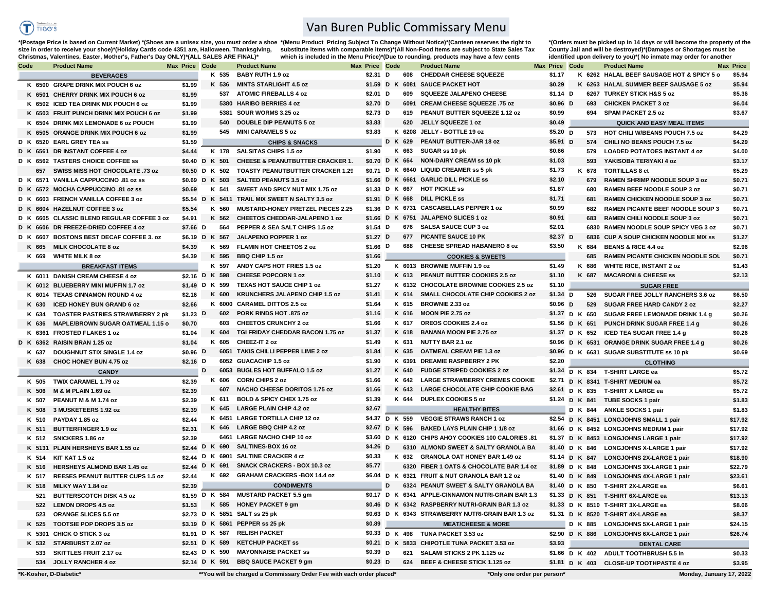# Van Buren Public Commissary Menu

*(Postage Price is based on Current Market) *(Shoes are a unisex size, you must order a shoe size in order to receive your shoe)*(Holiday Cards code 4351 are, Halloween, Thanksgiving, Christmas, Valentines, Easter, Mother's, Father's Day ONLY)*(ALL SALES ARE FINAL)*

*(Menu Product Pricing Subject To Change Without Notice)*(Canteen reserves the right to substitute items with comparable items)*(All Non-Food Items are subject to State Sales Tax which is included in the Menu Price)*(Due to rounding, products may have a few cents

*(Orders must be picked up in 14 days or will become the property of the County Jail and will be destroyed)*(Damages or Shortages must be identified upon delivery to you)*( No inmate may order for another

## BEVERAGES

| Code | Product Name | Max | Price |
|---|---|---|---|
| K 6500 | GRAPE DRINK MIX POUCH 6 oz | | $1.99 |
| K 6501 | CHERRY DRINK MIX POUCH 6 oz | | $1.99 |
| K 6502 | ICED TEA DRINK MIX POUCH 6 oz | | $1.99 |
| K 6503 | FRUIT PUNCH DRINK MIX POUCH 6 oz | | $1.99 |
| K 6504 | DRINK MIX LEMONADE 6 oz POUCH | | $1.99 |
| K 6505 | ORANGE DRINK MIX POUCH 6 oz | | $1.99 |
| D K 6520 | EARL GREY TEA ss | | $1.59 |
| D K 6561 | DR INSTANT COFFEE 4 oz | | $4.44 |
| D K 6562 | TASTERS CHOICE COFFEE ss | | $0.40 |
| 657 | SWISS MISS HOT CHOCOLATE .73 oz | | $0.50 |
| D K 6571 | VANILLA CAPPUCCINO .81 oz ss | | $0.69 |
| D K 6572 | MOCHA CAPPUCCINO .81 oz ss | | $0.69 |
| D K 6603 | FRENCH VANILLA COFFEE 3 oz | | $5.54 |
| D K 6604 | HAZELNUT COFFEE 3 oz | | $5.54 |
| D K 6605 | CLASSIC BLEND REGULAR COFFEE 3 oz | | $4.91 |
| D K 6606 | DR FREEZE-DRIED COFFEE 4 oz | | $7.66 |
| D K 6607 | BOSTONS BEST DECAF COFFEE 3. oz | | $6.19 |
| K 665 | MILK CHOCOLATE 8 oz | | $4.39 |
| K 669 | WHITE MILK 8 oz | | $4.39 |

## BREAKFAST ITEMS

| Code | Product Name | Max | Price |
|---|---|---|---|
| K 6011 | DANISH CREAM CHEESE 4 oz | | $2.16 |
| K 6012 | BLUEBERRY MINI MUFFIN 1.7 oz | | $1.49 |
| K 6014 | TEXAS CINNAMON ROUND 4 oz | | $2.16 |
| K 630 | ICED HONEY BUN GRAND 6 oz | | $2.66 |
| K 634 | TOASTER PASTRIES STRAWBERRY 2 pk | | $1.23 |
| K 636 | MAPLE/BROWN SUGAR OATMEAL 1.15 o | | $0.70 |
| K 6361 | FROSTED FLAKES 1 oz | | $1.04 |
| D K 6362 | RAISIN BRAN 1.25 oz | | $1.04 |
| K 637 | DOUGHNUT STIX SINGLE 1.4 oz | | $0.96 |
| K 638 | CHOC HONEY BUN 4.75 oz | | $2.16 |

## CANDY

| Code | Product Name | Max | Price |
|---|---|---|---|
| K 505 | TWIX CARAMEL 1.79 oz | | $2.39 |
| K 506 | M & M PLAIN 1.69 oz | | $2.39 |
| K 507 | PEANUT M & M 1.74 oz | | $2.39 |
| K 508 | 3 MUSKETEERS 1.92 oz | | $2.39 |
| K 510 | PAYDAY 1.85 oz | | $2.44 |
| K 511 | BUTTERFINGER 1.9 oz | | $2.31 |
| K 512 | SNICKERS 1.86 oz | | $2.39 |
| K 5131 | PLAIN HERSHEYS BAR 1.55 oz | | $2.44 |
| K 514 | KIT KAT 1.5 oz | | $2.44 |
| K 516 | HERSHEYS ALMOND BAR 1.45 oz | | $2.44 |
| K 517 | REESES PEANUT BUTTER CUPS 1.5 oz | | $2.44 |
| K 518 | MILKY WAY 1.84 oz | | $2.39 |
| 521 | BUTTERSCOTCH DISK 4.5 oz | | $1.59 |
| 522 | LEMON DROPS 4.5 oz | | $1.53 |
| 523 | ORANGE SLICES 5.5 oz | | $2.73 |
| K 525 | TOOTSIE POP DROPS 3.5 oz | | $3.19 |
| K 5301 | CHICK O STICK 3 oz | | $1.91 |
| K 532 | STARBURST 2.07 oz | | $2.51 |
| 533 | SKITTLES FRUIT 2.17 oz | | $2.43 |
| 534 | JOLLY RANCHER 4 oz | | $2.14 |
| K 535 | BABY RUTH 1.9 oz | | $2.31 |
| K 536 | MINTS STARLIGHT 4.5 oz | | $1.59 |
| 537 | ATOMIC FIREBALLS 4 oz | | $2.01 |
| 5380 | HARIBO BERRIES 4 oz | | $2.70 |
| 5381 | SOUR WORMS 3.25 oz | | $2.73 |
| 540 | DOUBLE DIP PEANUTS 5 oz | | $3.83 |
| 545 | MINI CARAMELS 5 oz | | $3.83 |

## CHIPS & SNACKS

| Code | Product Name | Max | Price |
|---|---|---|---|
| K 178 | SALSITAS CHIPS 1.5 oz | | $1.90 |
| D K 501 | CHEESE & PEANUTBUTTER CRACKER 1. | | $0.70 |
| D K 502 | TOASTY PEANUTBUTTER CRACKER 1.29 | | $0.71 |
| D K 503 | SALTED PEANUTS 3.5 oz | | $1.66 |
| K 541 | SWEET AND SPICY NUT MIX 1.75 oz | | $1.33 |
| D K 5411 | TRAIL MIX SWEET N SALTY 3.5 oz | | $1.91 |
| K 560 | MUSTARD-HONEY PRETZEL PIECES 2.25 | | $1.36 |
| K 562 | CHEETOS CHEDDAR-JALAPENO 1 oz | | $1.66 |
| 564 | PEPPER & SEA SALT CHIPS 1.5 oz | | $1.54 |
| D K 567 | JALAPENO POPPER 1 oz | | $1.27 |
| K 569 | FLAMIN HOT CHEETOS 2 oz | | $1.66 |
| K 595 | BBQ CHIP 1.5 oz | | $1.66 |
| K 597 | ANDY CAPS HOT FRIES 1.5 oz | | $1.20 |
| D K 598 | CHEESE POPCORN 1 oz | | $1.10 |
| D K 599 | TEXAS HOT SAUCE CHIP 1 oz | | $1.27 |
| K 600 | KRUNCHERS JALAPENO CHIP 1.5 oz | | $1.41 |
| K 6000 | CARAMEL DITTOS 2.5 oz | | $1.64 |
| 602 | PORK RINDS HOT .875 oz | | $1.16 |
| 603 | CHEETOS CRUNCHY 2 oz | | $1.66 |
| K 604 | TGI FRIDAY CHEDDAR BACON 1.75 oz | | $1.37 |
| K 605 | CHEEZ-IT 2 oz | | $1.49 |
| 6051 | TAKIS CHILLI PEPPER LIME 2 oz | | $1.84 |
| 6052 | GUACACHIP 1.5 oz | | $1.90 |
| D 6053 | BUGLES HOT BUFFALO 1.5 oz | | $1.27 |
| K 606 | CORN CHIPS 2 oz | | $1.66 |
| 607 | NACHO CHEESE DORITOS 1.75 oz | | $1.66 |
| K 611 | BOLD & SPICY CHEX 1.75 oz | | $1.39 |
| K 645 | LARGE PLAIN CHIP 4.2 oz | | $2.67 |
| K 6451 | LARGE TORTILLA CHIP 12 oz | | $4.37 |
| K 646 | LARGE BBQ CHIP 4.2 oz | | $2.67 |
| 6461 | LARGE NACHO CHIP 10 oz | | $3.60 |
| D K 690 | SALTINES-BOX 16 oz | | $4.26 |
| D K 6901 | SALTINE CRACKER 4 ct | | $0.33 |
| D K 691 | SNACK CRACKERS - BOX 10.3 oz | | $5.77 |
| K 692 | GRAHAM CRACKERS -BOX 14.4 oz | | $6.04 |

## CONDIMENTS

| Code | Product Name | Max | Price |
|---|---|---|---|
| D K 584 | MUSTARD PACKET 5.5 gm | | $0.17 |
| K 585 | HONEY PACKET 9 gm | | $0.46 |
| D K 5851 | SALT ss 25 pk | | $0.63 |
| D K 5861 | PEPPER ss 25 pk | | $0.89 |
| D K 587 | RELISH PACKET | | $0.33 |
| D K 589 | KETCHUP PACKET ss | | $0.21 |
| D K 590 | MAYONNAISE PACKET ss | | $0.39 |
| D K 591 | BBQ SAUCE PACKET 9 gm | | $0.23 |
| D 608 | CHEDDAR CHEESE SQUEEZE | | $1.17 |
| D K 6081 | SAUCE PACKET HOT | | $0.29 |
| D 609 | SQUEEZE JALAPENO CHEESE | | $1.14 |
| D 6091 | CREAM CHEESE SQUEEZE .75 oz | | $0.96 |
| D 619 | PEANUT BUTTER SQUEEZE 1.12 oz | | $0.99 |
| 620 | JELLY SQUEEZE 1 oz | | $0.49 |
| K 6208 | JELLY - BOTTLE 19 oz | | $5.20 |
| D K 629 | PEANUT BUTTER-JAR 18 oz | | $5.91 |
| K 663 | SUGAR ss 10 pk | | $0.66 |
| D K 664 | NON-DAIRY CREAM ss 10 pk | | $1.03 |
| D K 6640 | LIQUID CREAMER ss 5 pk | | $1.73 |
| D K 6661 | GARLIC DILL PICKLE ss | | $2.10 |
| D K 667 | HOT PICKLE ss | | $1.87 |
| D K 668 | DILL PICKLE ss | | $1.71 |
| D K 6731 | CASCABELLAS PEPPER 1 oz | | $0.99 |
| D K 6751 | JALAPENO SLICES 1 oz | | $0.91 |
| D 676 | SALSA SAUCE CUP 3 oz | | $2.01 |
| D 677 | PICANTE SAUCE 10 PK | | $2.37 |
| D 688 | CHEESE SPREAD HABANERO 8 oz | | $3.50 |

## COOKIES & SWEETS

| Code | Product Name | Max | Price |
|---|---|---|---|
| K 6013 | BROWNIE MUFFIN 1.9 oz | | $1.49 |
| K 613 | PEANUT BUTTER COOKIES 2.5 oz | | $1.10 |
| K 6132 | CHOCOLATE BROWNIE COOKIES 2.5 oz | | $1.10 |
| K 614 | SMALL CHOCOLATE CHIP COOKIES 2 oz | | $1.34 |
| K 615 | BROWNIE 2.33 oz | | $0.96 |
| K 616 | MOON PIE 2.75 oz | | $1.37 |
| K 617 | OREOS COOKIES 2.4 oz | | $1.56 |
| K 618 | BANANA MOON PIE 2.75 oz | | $1.37 |
| K 631 | NUTTY BAR 2.1 oz | | $0.96 |
| K 635 | OATMEAL CREAM PIE 1.3 oz | | $0.96 |
| K 6391 | DREAMIE RASPBERRY 2 PK | | $2.20 |
| K 640 | FUDGE STRIPED COOKIES 2 oz | | $1.34 |
| K 642 | LARGE STRAWBERRY CREMES COOKIE | | $2.71 |
| K 643 | LARGE CHOCOLATE CHIP COOKIE BAG | | $2.61 |
| K 644 | DUPLEX COOKIES 5 oz | | $1.24 |

## HEALTHY BITES

| Code | Product Name | Max | Price |
|---|---|---|---|
| D K 559 | VEGGIE STRAWS RANCH 1 oz | | $2.54 |
| D K 596 | BAKED LAYS PLAIN CHIP 1 1/8 oz | | $1.66 |
| D K 6120 | CHIPS AHOY COOKIES 100 CALORIES .81 | | $1.37 |
| D 6310 | ALMOND SWEET & SALTY GRANOLA BA | | $1.40 |
| K 632 | GRANOLA OAT HONEY BAR 1.49 oz | | $1.14 |
| 6320 | FIBER 1 OATS & CHOCOLATE BAR 1.4 oz | | $1.89 |
| D K 6321 | FRUIT & NUT GRANOLA BAR 1.2 oz | | $1.40 |
| D 6324 | PEANUT SWEET & SALTY GRANOLA BA | | $1.40 |
| D K 6341 | APPLE-CINNAMON NUTRI-GRAIN BAR 1.3 | | $1.33 |
| D K 6342 | RASPBERRY NUTRI-GRAIN BAR 1.3 oz | | $1.33 |
| D K 6343 | STRAWBERRY NUTRI-GRAIN BAR 1.3 oz | | $1.31 |

## MEAT/CHEESE & MORE

| Code | Product Name | Max | Price |
|---|---|---|---|
| D K 498 | TUNA PACKET 3.53 oz | | $2.90 |
| D K 5833 | CHIPOTLE TUNA PACKET 3.53 oz | | $3.93 |
| D 621 | SALAMI STICKS 2 PK 1.125 oz | | $1.66 |
| D 624 | BEEF & CHEESE STICK 1.125 oz | | $1.81 |
| K 6262 | HALAL BEEF SAUSAGE HOT & SPICY 5 o | | $5.94 |
| K 6263 | HALAL SUMMER BEEF SAUSAGE 5 oz | | $5.94 |
| D 6267 | TURKEY STICK H&S 5 oz | | $5.36 |
| D 693 | CHICKEN PACKET 3 oz | | $6.04 |
| 694 | SPAM PACKET 2.5 oz | | $3.67 |

## QUICK AND EASY MEAL ITEMS

| Code | Product Name | Max | Price |
|---|---|---|---|
| D 573 | HOT CHILI W/BEANS POUCH 7.5 oz | | $4.29 |
| D 574 | CHILI NO BEANS POUCH 7.5 oz | | $4.29 |
| 579 | LOADED POTATOES INSTANT 4 oz | | $4.00 |
| 593 | YAKISOBA TERIYAKI 4 oz | | $3.17 |
| K 678 | TORTILLAS 8 ct | | $5.29 |
| 679 | RAMEN SHRIMP NOODLE SOUP 3 oz | | $0.71 |
| 680 | RAMEN BEEF NOODLE SOUP 3 oz | | $0.71 |
| 681 | RAMEN CHICKEN NOODLE SOUP 3 oz | | $0.71 |
| 682 | RAMEN PICANTE BEEF NOODLE SOUP 3 | | $0.71 |
| 683 | RAMEN CHILI NOODLE SOUP 3 oz | | $0.71 |
| 6830 | RAMEN NOODLE SOUP SPICY VEG 3 oz | | $0.71 |
| D 6836 | CUP A SOUP CHICKEN NOODLE MIX ss | | $1.27 |
| K 684 | BEANS & RICE 4.4 oz | | $2.96 |
| 685 | RAMEN PICANTE CHICKEN NOODLE SOU | | $0.71 |
| K 686 | WHITE RICE, INSTANT 2 oz | | $1.43 |
| K 687 | MACARONI & CHEESE ss | | $2.13 |

## SUGAR FREE

| Code | Product Name | Max | Price |
|---|---|---|---|
| D 526 | SUGAR FREE JOLLY RANCHERS 3.6 oz | | $6.50 |
| D 529 | SUGAR FREE HARD CANDY 2 oz | | $2.27 |
| D K 650 | SUGAR FREE LEMONADE DRINK 1.4 g | | $0.26 |
| D K 651 | PUNCH DRINK SUGAR FREE 1.4 g | | $0.26 |
| D K 652 | ICED TEA SUGAR FREE 1.4 g | | $0.26 |
| D K 6531 | ORANGE DRINK SUGAR FREE 1.4 g | | $0.26 |
| D K 6631 | SUGAR SUBSTITUTE ss 10 pk | | $0.69 |

## CLOTHING

| Code | Product Name | Max | Price |
|---|---|---|---|
| D K 834 | T-SHIRT LARGE ea | | $5.72 |
| D K 8341 | T-SHIRT MEDIUM ea | | $5.72 |
| D K 835 | T-SHIRT X LARGE ea | | $5.72 |
| D K 841 | TUBE SOCKS 1 pair | | $1.83 |
| D K 844 | ANKLE SOCKS 1 pair | | $1.83 |
| D K 8451 | LONGJOHNS SMALL 1 pair | | $17.92 |
| D K 8452 | LONGJOHNS MEDIUM 1 pair | | $17.92 |
| D K 8453 | LONGJOHNS LARGE 1 pair | | $17.92 |
| D K 846 | LONGJOHNS X-LARGE 1 pair | | $17.92 |
| D K 847 | LONGJOHNS 2X-LARGE 1 pair | | $18.90 |
| D K 848 | LONGJOHNS 3X-LARGE 1 pair | | $22.79 |
| D K 849 | LONGJOHNS 4X-LARGE 1 pair | | $23.61 |
| D K 850 | T-SHIRT 2X-LARGE ea | | $6.61 |
| D K 851 | T-SHIRT 6X-LARGE ea | | $13.13 |
| D K 8510 | T-SHIRT 3X-LARGE ea | | $8.06 |
| D K 8520 | T-SHIRT 4X-LARGE ea | | $8.37 |
| D K 885 | LONGJOHNS 5X-LARGE 1 pair | | $24.15 |
| D K 886 | LONGJOHNS 6X-LARGE 1 pair | | $26.74 |

## DENTAL CARE

| Code | Product Name | Max | Price |
|---|---|---|---|
| D K 402 | ADULT TOOTHBRUSH 5.5 in | | $0.33 |
| D K 403 | CLOSE-UP TOOTHPASTE 4 oz | | $3.95 |

*K-Kosher, D-Diabetic*

**You will be charged a Commissary Order Fee with each order placed*

*Only one order per person*

Monday, January 17, 2022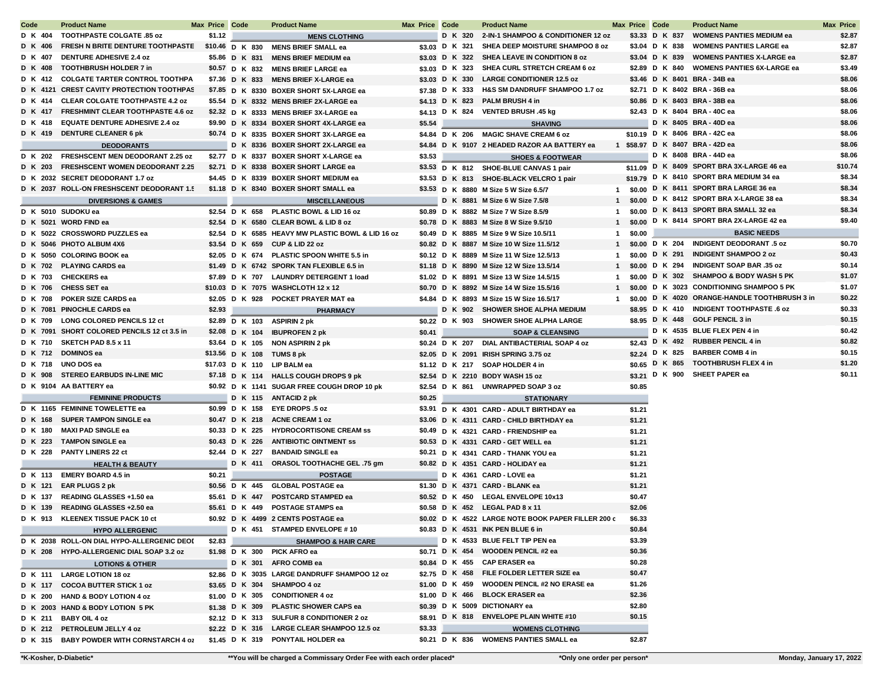| Code | Product Name | Max Price |
|---|---|---|
| D K 404 | TOOTHPASTE COLGATE .85 oz | $1.12 |
| D K 406 | FRESH N BRITE DENTURE TOOTHPASTE | $10.46 |
| D K 407 | DENTURE ADHESIVE 2.4 oz | $5.86 |
| D K 408 | TOOTHBRUSH HOLDER 7 in | $0.57 |
| D K 412 | COLGATE TARTER CONTROL TOOTHPA | $7.36 |
| D K 4121 | CREST CAVITY PROTECTION TOOTHPAS | $7.85 |
| D K 414 | CLEAR COLGATE TOOTHPASTE 4.2 oz | $5.54 |
| D K 417 | FRESHMINT CLEAR TOOTHPASTE 4.6 oz | $2.32 |
| D K 418 | EQUATE DENTURE ADHESIVE 2.4 oz | $9.90 |
| D K 419 | DENTURE CLEANER 6 pk | $0.74 |
| | **DEODORANTS** | |
| D K 202 | FRESHSCENT MEN DEODORANT 2.25 oz | $2.77 |
| D K 203 | FRESHSCENT WOMEN DEODORANT 2.25 | $2.71 |
| D K 2032 | SECRET DEODORANT 1.7 oz | $4.45 |
| D K 2037 | ROLL-ON FRESHSCENT DEODORANT 1.5 | $1.18 |
| | **DIVERSIONS & GAMES** | |
| D K 5010 | SUDOKU ea | $2.54 |
| D K 5021 | WORD FIND ea | $2.54 |
| D K 5022 | CROSSWORD PUZZLES ea | $2.54 |
| D K 5046 | PHOTO ALBUM 4X6 | $3.54 |
| D K 5050 | COLORING BOOK ea | $2.05 |
| D K 702 | PLAYING CARDS ea | $1.49 |
| D K 703 | CHECKERS ea | $7.89 |
| D K 706 | CHESS SET ea | $10.03 |
| D K 708 | POKER SIZE CARDS ea | $2.05 |
| D K 7081 | PINOCHLE CARDS ea | $2.93 |
| D K 709 | LONG COLORED PENCILS 12 ct | $2.89 |
| D K 7091 | SHORT COLORED PENCILS 12 ct 3.5 in | $2.08 |
| D K 710 | SKETCH PAD 8.5 x 11 | $3.64 |
| D K 712 | DOMINOS ea | $13.56 |
| D K 718 | UNO DOS ea | $17.03 |
| D K 908 | STEREO EARBUDS IN-LINE MIC | $7.18 |
| D K 9104 | AA BATTERY ea | $0.92 |
| | **FEMININE PRODUCTS** | |
| D K 1165 | FEMININE TOWELETTE ea | $0.99 |
| D K 168 | SUPER TAMPON SINGLE ea | $0.47 |
| D K 180 | MAXI PAD SINGLE ea | $0.33 |
| D K 223 | TAMPON SINGLE ea | $0.43 |
| D K 228 | PANTY LINERS 22 ct | $2.44 |
| | **HEALTH & BEAUTY** | |
| D K 113 | EMERY BOARD 4.5 in | $0.21 |
| D K 121 | EAR PLUGS 2 pk | $0.56 |
| D K 137 | READING GLASSES +1.50 ea | $5.61 |
| D K 139 | READING GLASSES +2.50 ea | $5.61 |
| D K 913 | KLEENEX TISSUE PACK 10 ct | $0.92 |
| | **HYPO ALLERGENIC** | |
| D K 2038 | ROLL-ON DIAL HYPO-ALLERGENIC DEOI | $2.83 |
| D K 208 | HYPO-ALLERGENIC DIAL SOAP 3.2 oz | $1.98 |
| | **LOTIONS & OTHER** | |
| D K 111 | LARGE LOTION 18 oz | $2.86 |
| D K 117 | COCOA BUTTER STICK 1 oz | $3.65 |
| D K 200 | HAND & BODY LOTION 4 oz | $1.00 |
| D K 2003 | HAND & BODY LOTION 5 PK | $1.38 |
| D K 211 | BABY OIL 4 oz | $2.12 |
| D K 212 | PETROLEUM JELLY 4 oz | $2.22 |
| D K 315 | BABY POWDER WITH CORNSTARCH 4 oz | $1.45 |
| | **MENS CLOTHING** | |
| D K 830 | MENS BRIEF SMALL ea | $3.03 |
| D K 831 | MENS BRIEF MEDIUM ea | $3.03 |
| D K 832 | MENS BRIEF LARGE ea | $3.03 |
| D K 833 | MENS BRIEF X-LARGE ea | $3.03 |
| D K 8330 | BOXER SHORT 5X-LARGE ea | $7.38 |
| D K 8332 | MENS BRIEF 2X-LARGE ea | $4.13 |
| D K 8333 | MENS BRIEF 3X-LARGE ea | $4.13 |
| D K 8334 | BOXER SHORT 4X-LARGE ea | $5.54 |
| D K 8335 | BOXER SHORT 3X-LARGE ea | $4.84 |
| D K 8336 | BOXER SHORT 2X-LARGE ea | $4.84 |
| D K 8337 | BOXER SHORT X-LARGE ea | $3.53 |
| D K 8338 | BOXER SHORT LARGE ea | $3.53 |
| D K 8339 | BOXER SHORT MEDIUM ea | $3.53 |
| D K 8340 | BOXER SHORT SMALL ea | $3.53 |
| | **MISCELLANEOUS** | |
| D K 658 | PLASTIC BOWL & LID 16 oz | $0.89 |
| D K 6580 | CLEAR BOWL & LID 8 oz | $0.78 |
| D K 6585 | HEAVY MW PLASTIC BOWL & LID 16 oz | $0.49 |
| D K 659 | CUP & LID 22 oz | $0.82 |
| D K 674 | PLASTIC SPOON WHITE 5.5 in | $0.12 |
| D K 6742 | SPORK TAN FLEXIBLE 6.5 in | $1.18 |
| D K 707 | LAUNDRY DETERGENT 1 load | $1.02 |
| D K 7075 | WASHCLOTH 12 x 12 | $0.70 |
| D K 928 | POCKET PRAYER MAT ea | $4.84 |
| | **PHARMACY** | |
| D K 103 | ASPIRIN 2 pk | $0.22 |
| D K 104 | IBUPROFEN 2 pk | $0.41 |
| D K 105 | NON ASPIRIN 2 pk | $0.24 |
| D K 108 | TUMS 8 pk | $2.05 |
| D K 110 | LIP BALM ea | $1.12 |
| D K 114 | HALLS COUGH DROPS 9 pk | $2.54 |
| D K 1141 | SUGAR FREE COUGH DROP 10 pk | $2.54 |
| D K 115 | ANTACID 2 pk | $0.25 |
| D K 158 | EYE DROPS .5 oz | $3.91 |
| D K 218 | ACNE CREAM 1 oz | $3.06 |
| D K 225 | HYDROCORTISONE CREAM ss | $0.49 |
| D K 226 | ANTIBIOTIC OINTMENT ss | $0.53 |
| D K 227 | BANDAID SINGLE ea | $0.21 |
| D K 411 | ORASOL TOOTHACHE GEL .75 gm | $0.82 |
| | **POSTAGE** | |
| D K 445 | GLOBAL POSTAGE ea | $1.30 |
| D K 447 | POSTCARD STAMPED ea | $0.52 |
| D K 449 | POSTAGE STAMPS ea | $0.58 |
| D K 4499 | 2 CENTS POSTAGE ea | $0.02 |
| D K 451 | STAMPED ENVELOPE # 10 | $0.83 |
| | **SHAMPOO & HAIR CARE** | |
| D K 300 | PICK AFRO ea | $0.71 |
| D K 301 | AFRO COMB ea | $0.84 |
| D K 3035 | LARGE DANDRUFF SHAMPOO 12 oz | $2.75 |
| D K 304 | SHAMPOO 4 oz | $1.00 |
| D K 305 | CONDITIONER 4 oz | $1.00 |
| D K 309 | PLASTIC SHOWER CAPS ea | $0.39 |
| D K 313 | SULFUR 8 CONDITIONER 2 oz | $8.91 |
| D K 316 | LARGE CLEAR SHAMPOO 12.5 oz | $3.33 |
| D K 319 | PONYTAIL HOLDER ea | $0.21 |
| D K 320 | 2-IN-1 SHAMPOO & CONDITIONER 12 oz | $3.33 |
| D K 321 | SHEA DEEP MOISTURE SHAMPOO 8 oz | $3.04 |
| D K 322 | SHEA LEAVE IN CONDITION 8 oz | $3.04 |
| D K 323 | SHEA CURL STRETCH CREAM 6 oz | $2.89 |
| D K 330 | LARGE CONDITIONER 12.5 oz | $3.46 |
| D K 333 | H&S SM DANDRUFF SHAMPOO 1.7 oz | $2.71 |
| D K 823 | PALM BRUSH 4 in | $0.86 |
| D K 824 | VENTED BRUSH .45 kg | $2.43 |
| | **SHAVING** | |
| D K 206 | MAGIC SHAVE CREAM 6 oz | $10.19 |
| D K 9107 | 2 HEADED RAZOR AA BATTERY ea | 1 $58.97 |
| | **SHOES & FOOTWEAR** | |
| D K 812 | SHOE-BLUE CANVAS 1 pair | $11.09 |
| D K 813 | SHOE-BLACK VELCRO 1 pair | $19.79 |
| D K 8880 | M Size 5 W Size 6.5/7 | 1 $0.00 |
| D K 8881 | M Size 6 W Size 7.5/8 | 1 $0.00 |
| D K 8882 | M Size 7 W Size 8.5/9 | 1 $0.00 |
| D K 8883 | M Size 8 W Size 9.5/10 | 1 $0.00 |
| D K 8885 | M Size 9 W Size 10.5/11 | 1 $0.00 |
| D K 8887 | M Size 10 W Size 11.5/12 | 1 $0.00 |
| D K 8889 | M Size 11 W Size 12.5/13 | 1 $0.00 |
| D K 8890 | M Size 12 W Size 13.5/14 | 1 $0.00 |
| D K 8891 | M Size 13 W Size 14.5/15 | 1 $0.00 |
| D K 8892 | M Size 14 W Size 15.5/16 | 1 $0.00 |
| D K 8893 | M Size 15 W Size 16.5/17 | 1 $0.00 |
| D K 902 | SHOWER SHOE ALPHA MEDIUM | $8.95 |
| D K 903 | SHOWER SHOE ALPHA LARGE | $8.95 |
| | **SOAP & CLEANSING** | |
| D K 207 | DIAL ANTIBACTERIAL SOAP 4 oz | $2.43 |
| D K 2091 | IRISH SPRING 3.75 oz | $2.24 |
| D K 217 | SOAP HOLDER 4 in | $0.65 |
| D K 2210 | BODY WASH 15 oz | $3.21 |
| D K 861 | UNWRAPPED SOAP 3 oz | $0.85 |
| | **STATIONARY** | |
| D K 4301 | CARD - ADULT BIRTHDAY ea | $1.21 |
| D K 4311 | CARD - CHILD BIRTHDAY ea | $1.21 |
| D K 4321 | CARD - FRIENDSHIP ea | $1.21 |
| D K 4331 | CARD - GET WELL ea | $1.21 |
| D K 4341 | CARD - THANK YOU ea | $1.21 |
| D K 4351 | CARD - HOLIDAY ea | $1.21 |
| D K 4361 | CARD - LOVE ea | $1.21 |
| D K 4371 | CARD - BLANK ea | $1.21 |
| D K 450 | LEGAL ENVELOPE 10x13 | $0.47 |
| D K 452 | LEGAL PAD 8 x 11 | $2.06 |
| D K 4522 | LARGE NOTE BOOK PAPER FILLER 200 c | $6.33 |
| D K 4531 | INK PEN BLUE 6 in | $0.84 |
| D K 4533 | BLUE FELT TIP PEN ea | $3.39 |
| D K 454 | WOODEN PENCIL #2 ea | $0.36 |
| D K 455 | CAP ERASER ea | $0.28 |
| D K 458 | FILE FOLDER LETTER SIZE ea | $0.47 |
| D K 459 | WOODEN PENCIL #2 NO ERASE ea | $1.26 |
| D K 466 | BLOCK ERASER ea | $2.36 |
| D K 5009 | DICTIONARY ea | $2.80 |
| D K 818 | ENVELOPE PLAIN WHITE #10 | $0.15 |
| | **WOMENS CLOTHING** | |
| D K 836 | WOMENS PANTIES SMALL ea | $2.87 |
| D K 837 | WOMENS PANTIES MEDIUM ea | $2.87 |
| D K 838 | WOMENS PANTIES LARGE ea | $2.87 |
| D K 839 | WOMENS PANTIES X-LARGE ea | $2.87 |
| D K 840 | WOMENS PANTIES 6X-LARGE ea | $3.49 |
| D K 8401 | BRA - 34B ea | $8.06 |
| D K 8402 | BRA - 36B ea | $8.06 |
| D K 8403 | BRA - 38B ea | $8.06 |
| D K 8404 | BRA - 40C ea | $8.06 |
| D K 8405 | BRA - 40D ea | $8.06 |
| D K 8406 | BRA - 42C ea | $8.06 |
| D K 8407 | BRA - 42D ea | $8.06 |
| D K 8408 | BRA - 44D ea | $8.06 |
| D K 8409 | SPORT BRA 3X-LARGE 46 ea | $10.74 |
| D K 8410 | SPORT BRA MEDIUM 34 ea | $8.34 |
| D K 8411 | SPORT BRA LARGE 36 ea | $8.34 |
| D K 8412 | SPORT BRA X-LARGE 38 ea | $8.34 |
| D K 8413 | SPORT BRA SMALL 32 ea | $8.34 |
| D K 8414 | SPORT BRA 2X-LARGE 42 ea | $9.40 |
| | **BASIC NEEDS** | |
| D K 204 | INDIGENT DEODORANT .5 oz | $0.70 |
| D K 291 | INDIGENT SHAMPOO 2 oz | $0.43 |
| D K 294 | INDIGENT SOAP BAR .35 oz | $0.14 |
| D K 302 | SHAMPOO & BODY WASH 5 PK | $1.07 |
| D K 3023 | CONDITIONING SHAMPOO 5 PK | $1.07 |
| D K 4020 | ORANGE-HANDLE TOOTHBRUSH 3 in | $0.22 |
| D K 410 | INDIGENT TOOTHPASTE .6 oz | $0.33 |
| D K 448 | GOLF PENCIL 3 in | $0.15 |
| D K 4535 | BLUE FLEX PEN 4 in | $0.42 |
| D K 492 | RUBBER PENCIL 4 in | $0.82 |
| D K 825 | BARBER COMB 4 in | $0.15 |
| D K 865 | TOOTHBRUSH FLEX 4 in | $1.20 |
| D K 900 | SHEET PAPER ea | $0.11 |

*K-Kosher, D-Diabetic*

**You will be charged a Commissary Order Fee with each order placed**

*Only one order per person*

Monday, January 17, 2022